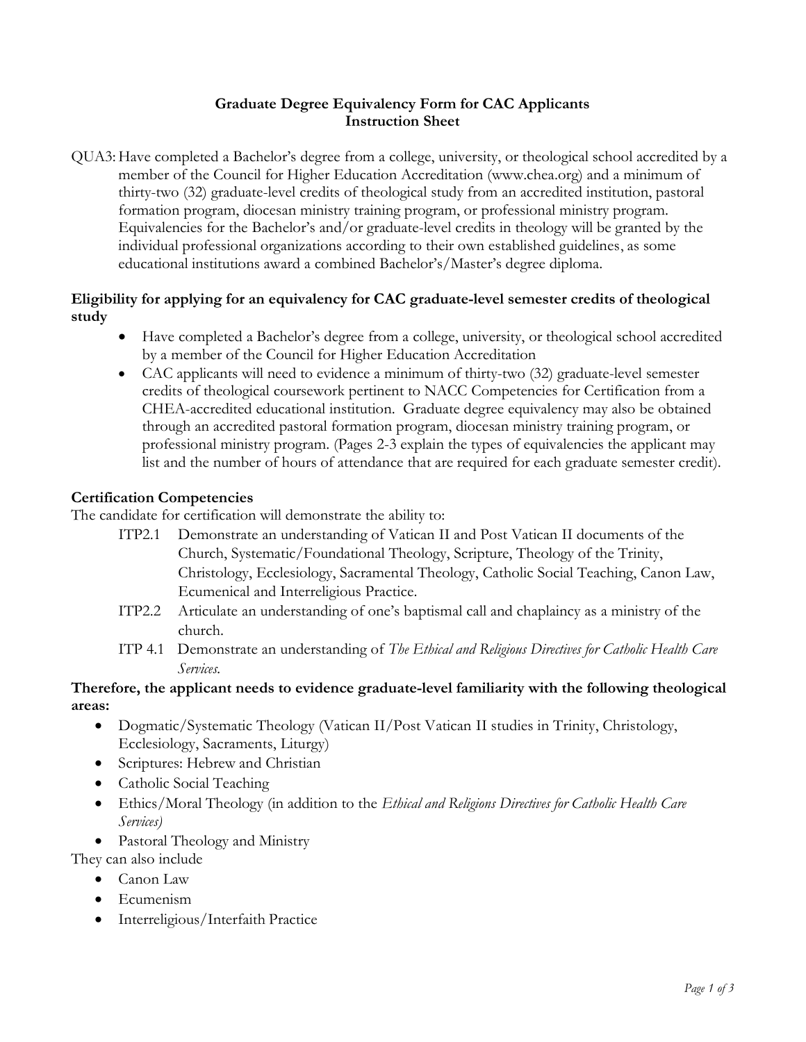# Graduate Degree Equivalency Form for CAC Applicants
## Instruction Sheet

QUA3: Have completed a Bachelor's degree from a college, university, or theological school accredited by a member of the Council for Higher Education Accreditation (www.chea.org) and a minimum of thirty-two (32) graduate-level credits of theological study from an accredited institution, pastoral formation program, diocesan ministry training program, or professional ministry program. Equivalencies for the Bachelor's and/or graduate-level credits in theology will be granted by the individual professional organizations according to their own established guidelines, as some educational institutions award a combined Bachelor's/Master's degree diploma.

**Eligibility for applying for an equivalency for CAC graduate-level semester credits of theological study**

- Have completed a Bachelor's degree from a college, university, or theological school accredited by a member of the Council for Higher Education Accreditation
- CAC applicants will need to evidence a minimum of thirty-two (32) graduate-level semester credits of theological coursework pertinent to NACC Competencies for Certification from a CHEA-accredited educational institution. Graduate degree equivalency may also be obtained through an accredited pastoral formation program, diocesan ministry training program, or professional ministry program. (Pages 2-3 explain the types of equivalencies the applicant may list and the number of hours of attendance that are required for each graduate semester credit).

**Certification Competencies**

The candidate for certification will demonstrate the ability to:

- ITP2.1 Demonstrate an understanding of Vatican II and Post Vatican II documents of the Church, Systematic/Foundational Theology, Scripture, Theology of the Trinity, Christology, Ecclesiology, Sacramental Theology, Catholic Social Teaching, Canon Law, Ecumenical and Interreligious Practice.
- ITP2.2 Articulate an understanding of one's baptismal call and chaplaincy as a ministry of the church.
- ITP 4.1 Demonstrate an understanding of *The Ethical and Religious Directives for Catholic Health Care Services.*

**Therefore, the applicant needs to evidence graduate-level familiarity with the following theological areas:**

- Dogmatic/Systematic Theology (Vatican II/Post Vatican II studies in Trinity, Christology, Ecclesiology, Sacraments, Liturgy)
- Scriptures: Hebrew and Christian
- Catholic Social Teaching
- Ethics/Moral Theology (in addition to the *Ethical and Religions Directives for Catholic Health Care Services)*
- Pastoral Theology and Ministry

They can also include

- Canon Law
- Ecumenism
- Interreligious/Interfaith Practice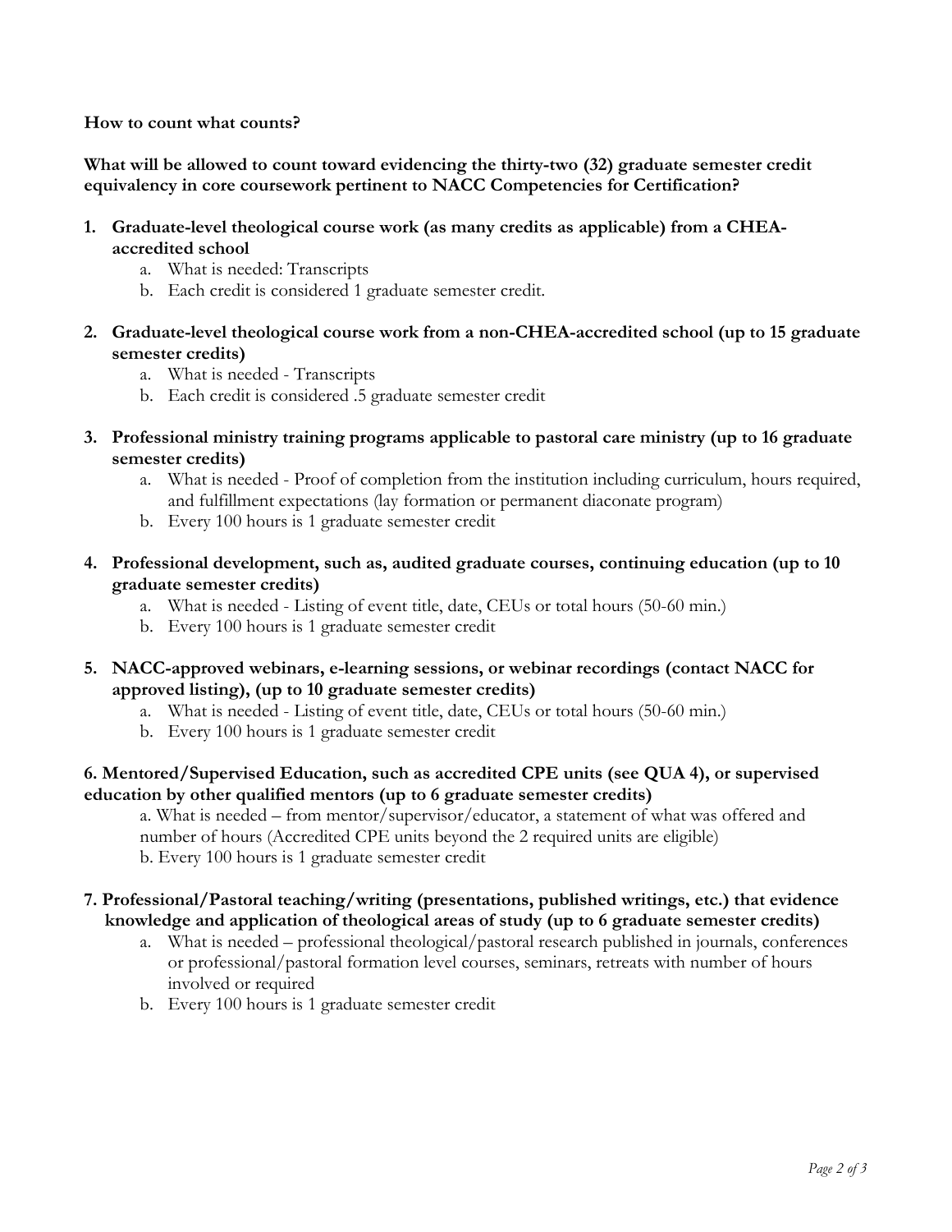**How to count what counts?**

**What will be allowed to count toward evidencing the thirty-two (32) graduate semester credit equivalency in core coursework pertinent to NACC Competencies for Certification?**

1. **Graduate-level theological course work (as many credits as applicable) from a CHEA-accredited school**
   a. What is needed: Transcripts
   b. Each credit is considered 1 graduate semester credit.

2. **Graduate-level theological course work from a non-CHEA-accredited school (up to 15 graduate semester credits)**
   a. What is needed - Transcripts
   b. Each credit is considered .5 graduate semester credit

3. **Professional ministry training programs applicable to pastoral care ministry (up to 16 graduate semester credits)**
   a. What is needed - Proof of completion from the institution including curriculum, hours required, and fulfillment expectations (lay formation or permanent diaconate program)
   b. Every 100 hours is 1 graduate semester credit

4. **Professional development, such as, audited graduate courses, continuing education (up to 10 graduate semester credits)**
   a. What is needed - Listing of event title, date, CEUs or total hours (50-60 min.)
   b. Every 100 hours is 1 graduate semester credit

5. **NACC-approved webinars, e-learning sessions, or webinar recordings (contact NACC for approved listing), (up to 10 graduate semester credits)**
   a. What is needed - Listing of event title, date, CEUs or total hours (50-60 min.)
   b. Every 100 hours is 1 graduate semester credit

6. **Mentored/Supervised Education, such as accredited CPE units (see QUA 4), or supervised education by other qualified mentors (up to 6 graduate semester credits)**
   a. What is needed – from mentor/supervisor/educator, a statement of what was offered and number of hours (Accredited CPE units beyond the 2 required units are eligible)
   b. Every 100 hours is 1 graduate semester credit

7. **Professional/Pastoral teaching/writing (presentations, published writings, etc.) that evidence knowledge and application of theological areas of study (up to 6 graduate semester credits)**
   a. What is needed – professional theological/pastoral research published in journals, conferences or professional/pastoral formation level courses, seminars, retreats with number of hours involved or required
   b. Every 100 hours is 1 graduate semester credit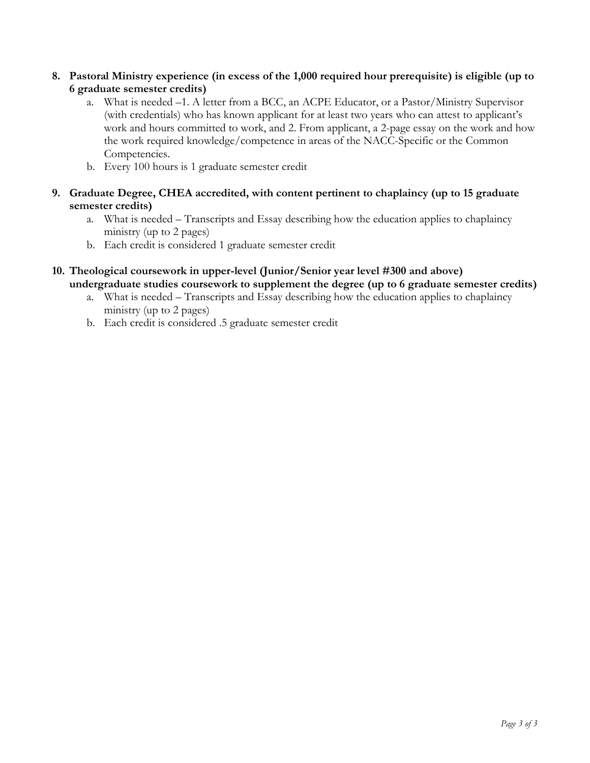8. **Pastoral Ministry experience (in excess of the 1,000 required hour prerequisite) is eligible (up to 6 graduate semester credits)**
    a. What is needed –1. A letter from a BCC, an ACPE Educator, or a Pastor/Ministry Supervisor (with credentials) who has known applicant for at least two years who can attest to applicant's work and hours committed to work, and 2. From applicant, a 2-page essay on the work and how the work required knowledge/competence in areas of the NACC-Specific or the Common Competencies.
    b. Every 100 hours is 1 graduate semester credit

9. **Graduate Degree, CHEA accredited, with content pertinent to chaplaincy (up to 15 graduate semester credits)**
    a. What is needed – Transcripts and Essay describing how the education applies to chaplaincy ministry (up to 2 pages)
    b. Each credit is considered 1 graduate semester credit

10. **Theological coursework in upper-level (Junior/Senior year level #300 and above) undergraduate studies coursework to supplement the degree (up to 6 graduate semester credits)**
    a. What is needed – Transcripts and Essay describing how the education applies to chaplaincy ministry (up to 2 pages)
    b. Each credit is considered .5 graduate semester credit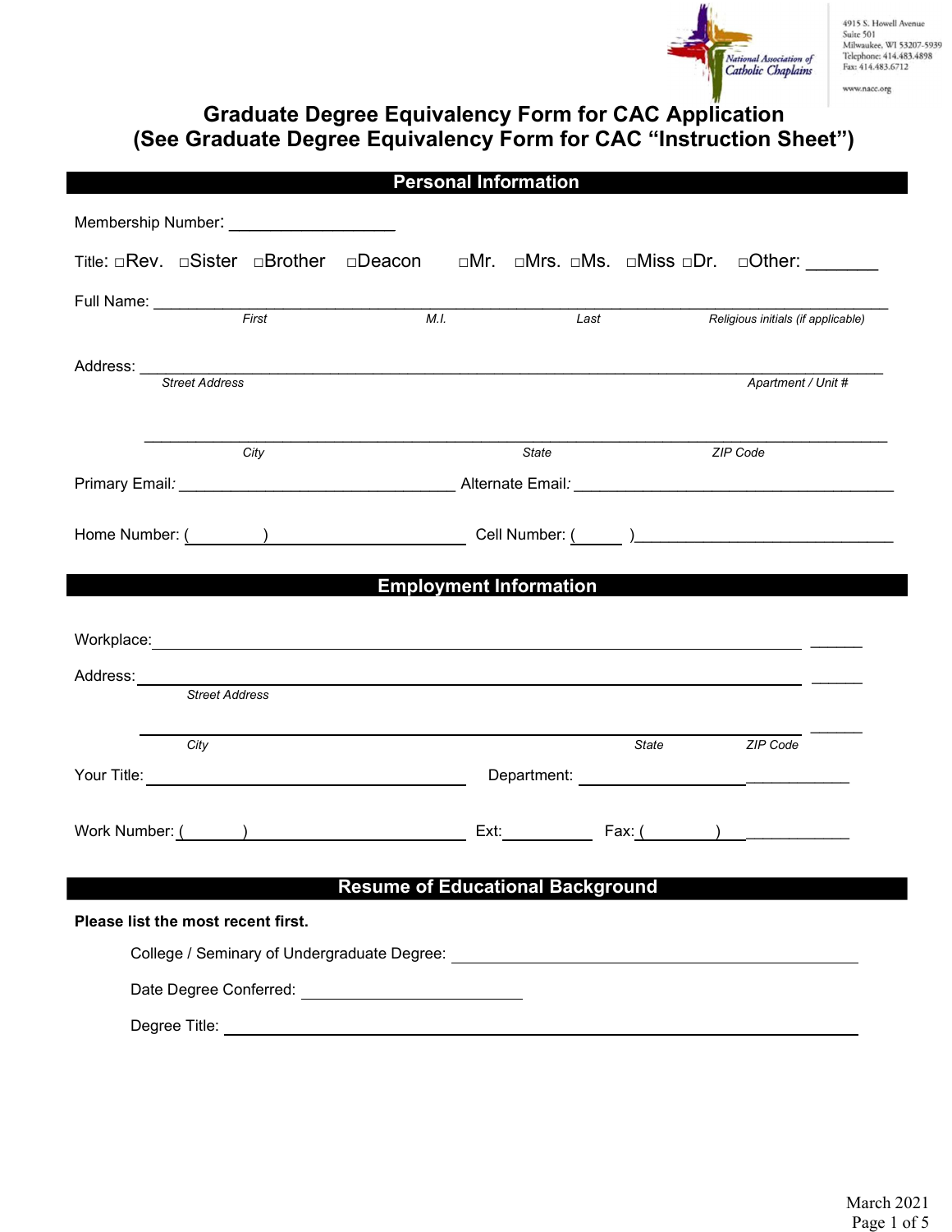4915 S. Howell Avenue
Suite 501
Milwaukee, WI 53207-5939
Telephone: 414.483.4898
Fax: 414.483.6712

www.nacc.org

# Graduate Degree Equivalency Form for CAC Application
# (See Graduate Degree Equivalency Form for CAC "Instruction Sheet")

## Personal Information

Membership Number: ___________________

Title: □Rev. □Sister □Brother □Deacon □Mr. □Mrs. □Ms. □Miss □Dr. □Other: _______

Full Name: ___________________________________________________________________________
*First* *M.I.* *Last* *Religious initials (if applicable)*

Address: ______________________________________________________________________________
*Street Address* *Apartment / Unit #*

_____________________________________________________________________________________
*City* *State* *ZIP Code*

Primary Email: ________________________________ Alternate Email: _____________________________________

Home Number: (________) ______________________ Cell Number: (______) ______________________________

## Employment Information

Workplace: ___________________________________________________________________________ ______

Address: ____________________________________________________________________________ ______
*Street Address*

_____________________________________________________________________________ ______
*City* *State* *ZIP Code*

Your Title: ______________________________ Department: ____________________________

Work Number: (_______) ______________________ Ext: __________ Fax: (_________) ____________

## Resume of Educational Background

**Please list the most recent first.**

College / Seminary of Undergraduate Degree: _______________________________________

Date Degree Conferred: _______________________

Degree Title: _______________________________________________________________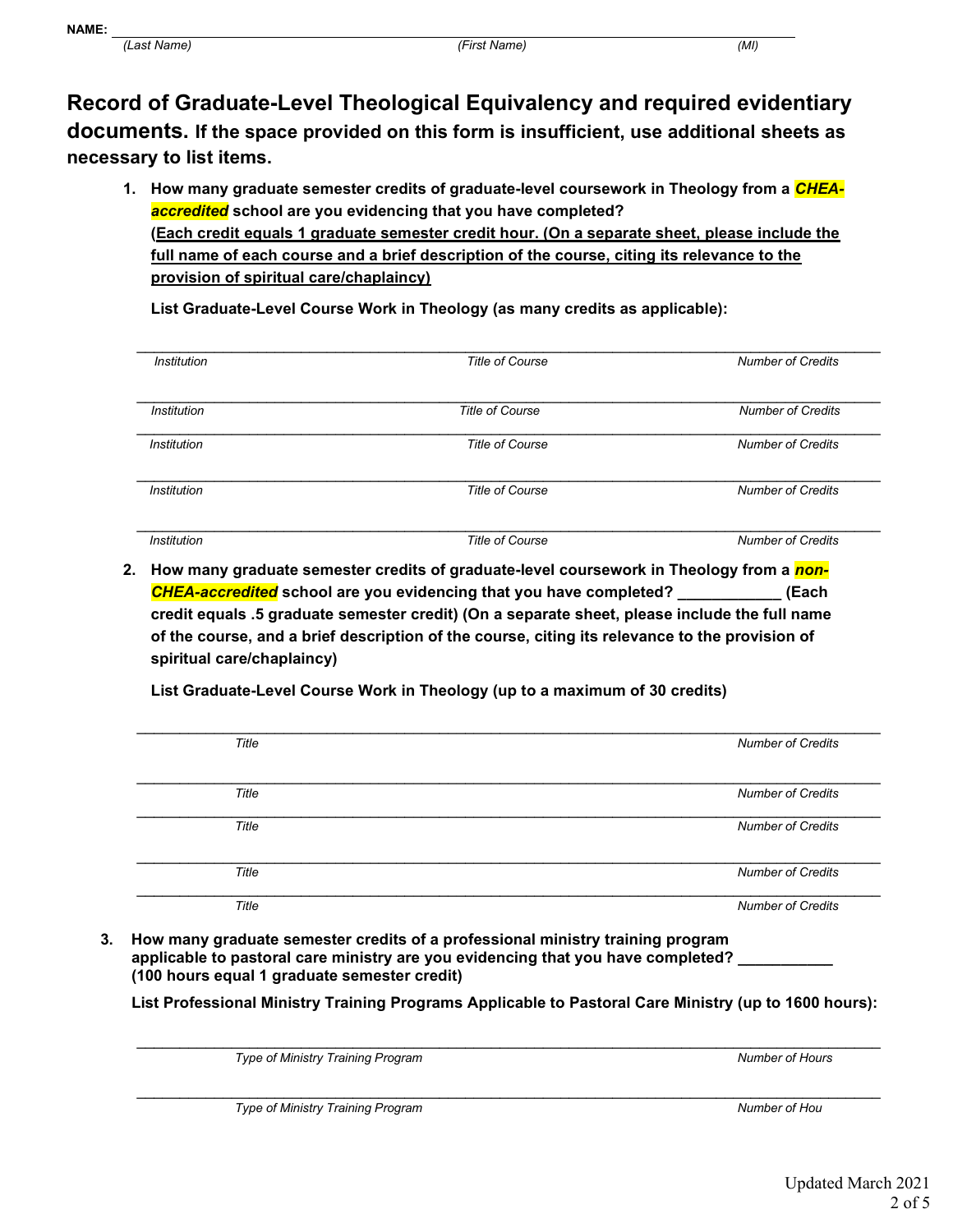**NAME:** ______________________________________________________________________________

*(Last Name)* *(First Name)* *(MI)*

## Record of Graduate-Level Theological Equivalency and required evidentiary documents. If the space provided on this form is insufficient, use additional sheets as necessary to list items.

1. **How many graduate semester credits of graduate-level coursework in Theology from a *CHEA-accredited* school are you evidencing that you have completed?**
   **(<u>Each credit equals 1 graduate semester credit hour. (On a separate sheet, please include the full name of each course and a brief description of the course, citing its relevance to the provision of spiritual care/chaplaincy)</u>**

   **List Graduate-Level Course Work in Theology (as many credits as applicable):**

| *Institution* | *Title of Course* | *Number of Credits* |
|---|---|---|
| | | |
| | | |
| | | |
| | | |
| | | |

2. **How many graduate semester credits of graduate-level coursework in Theology from a *non-CHEA-accredited* school are you evidencing that you have completed? ____________ (Each credit equals .5 graduate semester credit) (On a separate sheet, please include the full name of the course, and a brief description of the course, citing its relevance to the provision of spiritual care/chaplaincy)**

   **List Graduate-Level Course Work in Theology (up to a maximum of 30 credits)**

| *Title* | *Number of Credits* |
|---|---|
| | |
| | |
| | |
| | |
| | |

3. **How many graduate semester credits of a professional ministry training program applicable to pastoral care ministry are you evidencing that you have completed? ___________ (100 hours equal 1 graduate semester credit)**

   **List Professional Ministry Training Programs Applicable to Pastoral Care Ministry (up to 1600 hours):**

| *Type of Ministry Training Program* | *Number of Hours* |
|---|---|
| | |
| | |

Updated March 2021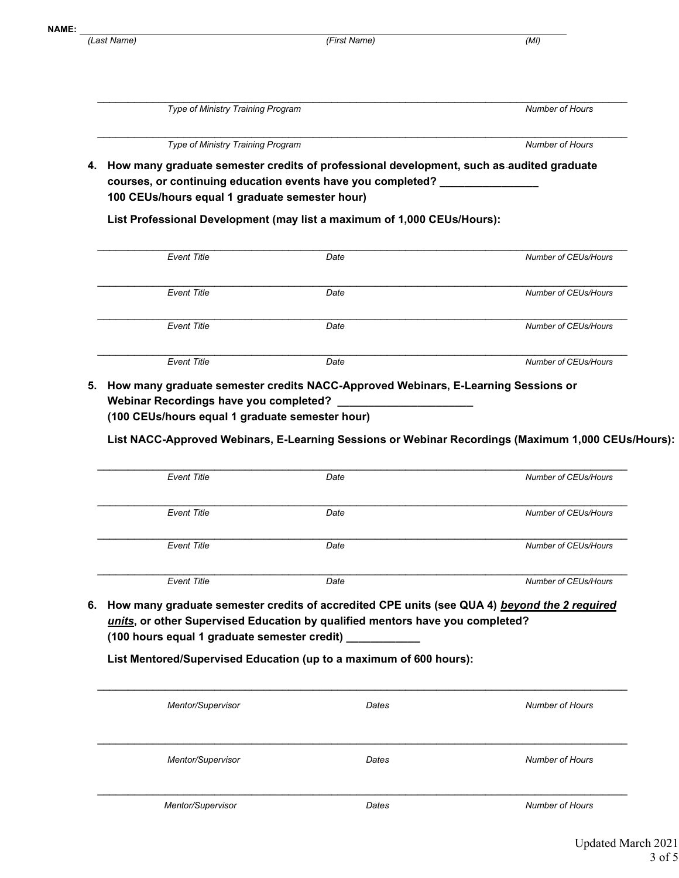**NAME:** ______________________________________________________________________________

*(Last Name)* *(First Name)* *(MI)*

_____________________________________________________________________________

*Type of Ministry Training Program* *Number of Hours*

_____________________________________________________________________________

*Type of Ministry Training Program* *Number of Hours*

4. **How many graduate semester credits of professional development, such as audited graduate courses, or continuing education events have you completed? ________________ 100 CEUs/hours equal 1 graduate semester hour)**

   **List Professional Development (may list a maximum of 1,000 CEUs/Hours):**

| Event Title | Date | Number of CEUs/Hours |
|---|---|---|
| | | |
| | | |
| | | |
| | | |

5. **How many graduate semester credits NACC-Approved Webinars, E-Learning Sessions or Webinar Recordings have you completed? ______________________ (100 CEUs/hours equal 1 graduate semester hour)**

   **List NACC-Approved Webinars, E-Learning Sessions or Webinar Recordings (Maximum 1,000 CEUs/Hours):**

| Event Title | Date | Number of CEUs/Hours |
|---|---|---|
| | | |
| | | |
| | | |
| | | |

6. **How many graduate semester credits of accredited CPE units (see QUA 4) *<u>beyond the 2 required units</u>*, or other Supervised Education by qualified mentors have you completed? (100 hours equal 1 graduate semester credit) ____________**

   **List Mentored/Supervised Education (up to a maximum of 600 hours):**

| Mentor/Supervisor | Dates | Number of Hours |
|---|---|---|
| | | |
| | | |
| | | |

Updated March 2021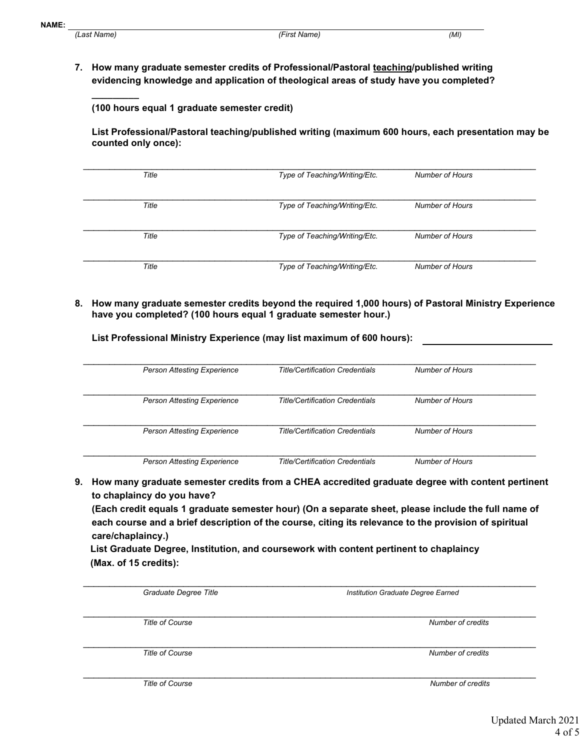**NAME:** ______________________________________________________________

*(Last Name)* *(First Name)* *(MI)*

**7. How many graduate semester credits of Professional/Pastoral <u>teaching</u>/published writing evidencing knowledge and application of theological areas of study have you completed?**

**_________**

**(100 hours equal 1 graduate semester credit)**

**List Professional/Pastoral teaching/published writing (maximum 600 hours, each presentation may be counted only once):**

| Title | Type of Teaching/Writing/Etc. | Number of Hours |
|---|---|---|
| | | |
| | | |
| | | |
| | | |

**8. How many graduate semester credits beyond the required 1,000 hours) of Pastoral Ministry Experience have you completed? (100 hours equal 1 graduate semester hour.)**

**List Professional Ministry Experience (may list maximum of 600 hours):** _______________

| Person Attesting Experience | Title/Certification Credentials | Number of Hours |
|---|---|---|
| | | |
| | | |
| | | |
| | | |

**9. How many graduate semester credits from a CHEA accredited graduate degree with content pertinent to chaplaincy do you have?**

**(Each credit equals 1 graduate semester hour) (On a separate sheet, please include the full name of each course and a brief description of the course, citing its relevance to the provision of spiritual care/chaplaincy.)**

**List Graduate Degree, Institution, and coursework with content pertinent to chaplaincy (Max. of 15 credits):**

| Graduate Degree Title | Institution Graduate Degree Earned |
|---|---|
| | |

| Title of Course | Number of credits |
|---|---|
| | |
| | |
| | |

Updated March 2021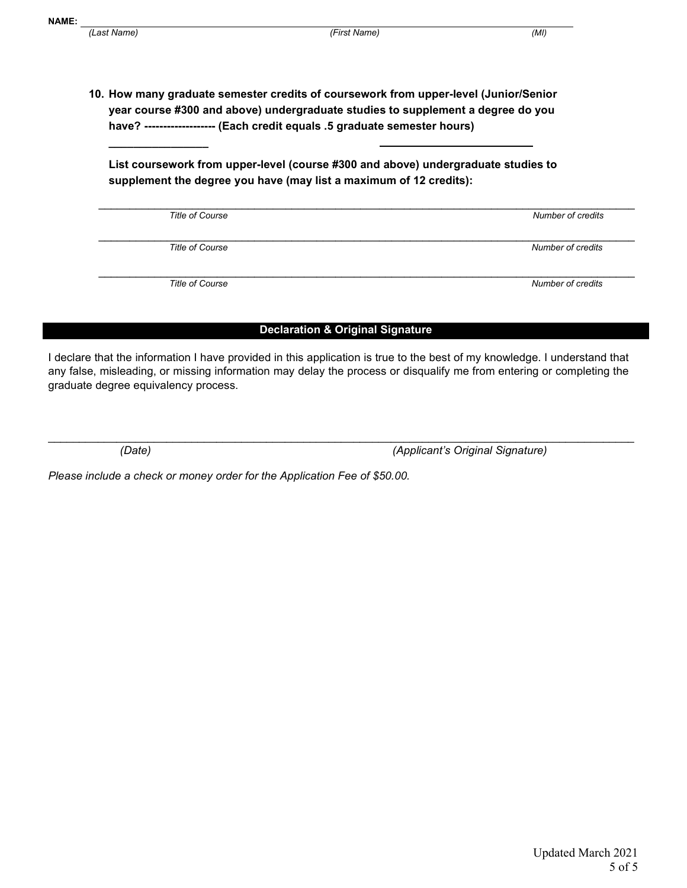NAME: ___________________________________________________________________________

*(Last Name)* *(First Name)* *(MI)*

**10. How many graduate semester credits of coursework from upper-level (Junior/Senior year course #300 and above) undergraduate studies to supplement a degree do you have? ------------------- (Each credit equals .5 graduate semester hours)**

**________________ ________________________**

**List coursework from upper-level (course #300 and above) undergraduate studies to supplement the degree you have (may list a maximum of 12 credits):**

_____________________________________________________________________________________

*Title of Course* *Number of credits*

_____________________________________________________________________________________

*Title of Course* *Number of credits*

_____________________________________________________________________________________

*Title of Course* *Number of credits*

## Declaration & Original Signature

I declare that the information I have provided in this application is true to the best of my knowledge. I understand that any false, misleading, or missing information may delay the process or disqualify me from entering or completing the graduate degree equivalency process.

_____________________________________________________________________________________

*(Date)* *(Applicant's Original Signature)*

*Please include a check or money order for the Application Fee of $50.00.*

Updated March 2021